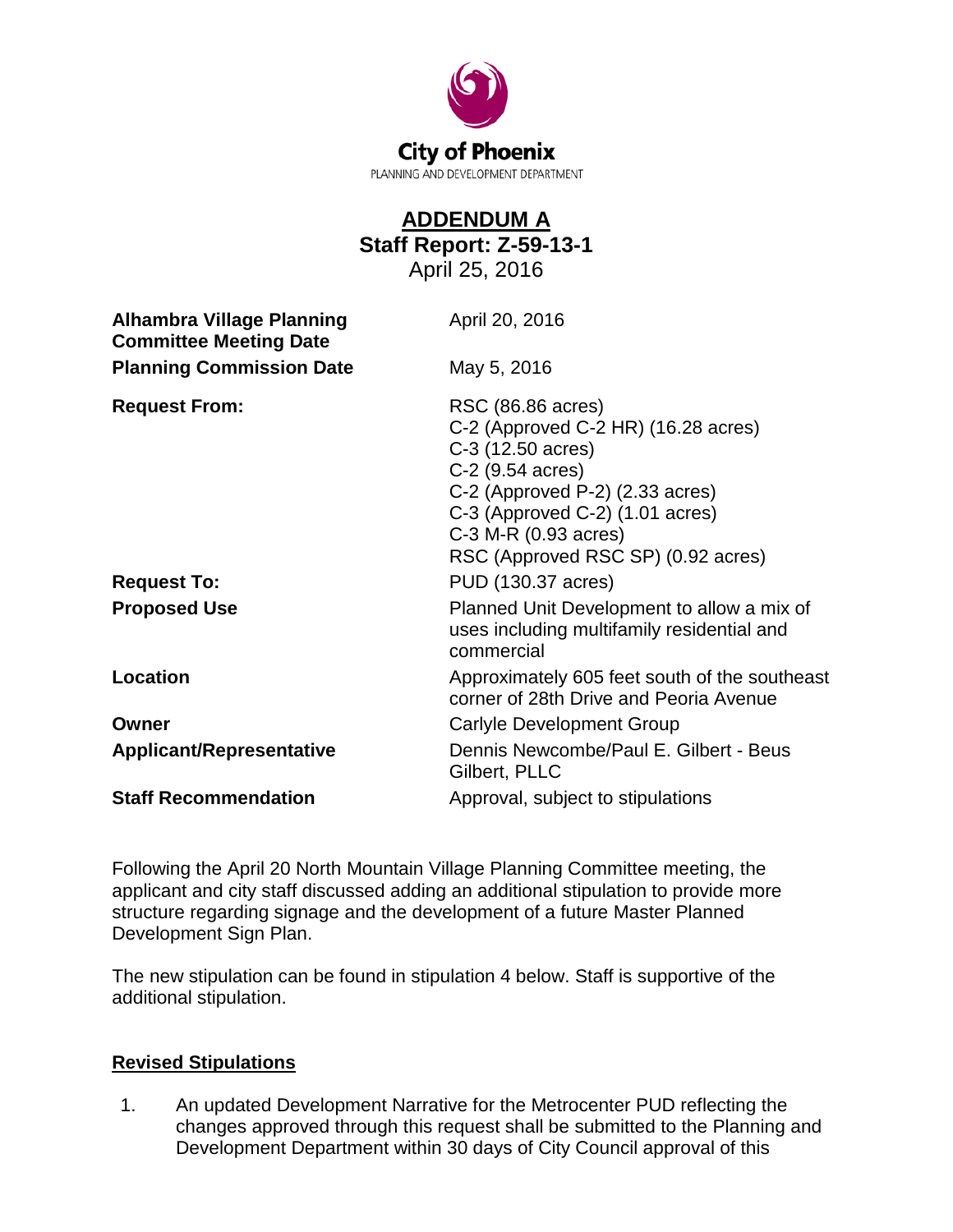City of Phoenix

PLANNING AND DEVELOPMENT DEPARTMENT

# ADDENDUM A

## Staff Report: Z-59-13-1

April 25, 2016

| | |
|---|---|
| **Alhambra Village Planning Committee Meeting Date** | April 20, 2016 |
| **Planning Commission Date** | May 5, 2016 |
| **Request From:** | RSC (86.86 acres)<br>C-2 (Approved C-2 HR) (16.28 acres)<br>C-3 (12.50 acres)<br>C-2 (9.54 acres)<br>C-2 (Approved P-2) (2.33 acres)<br>C-3 (Approved C-2) (1.01 acres)<br>C-3 M-R (0.93 acres)<br>RSC (Approved RSC SP) (0.92 acres) |
| **Request To:** | PUD (130.37 acres) |
| **Proposed Use** | Planned Unit Development to allow a mix of uses including multifamily residential and commercial |
| **Location** | Approximately 605 feet south of the southeast corner of 28th Drive and Peoria Avenue |
| **Owner** | Carlyle Development Group |
| **Applicant/Representative** | Dennis Newcombe/Paul E. Gilbert - Beus Gilbert, PLLC |
| **Staff Recommendation** | Approval, subject to stipulations |

Following the April 20 North Mountain Village Planning Committee meeting, the applicant and city staff discussed adding an additional stipulation to provide more structure regarding signage and the development of a future Master Planned Development Sign Plan.

The new stipulation can be found in stipulation 4 below. Staff is supportive of the additional stipulation.

**Revised Stipulations**

1. An updated Development Narrative for the Metrocenter PUD reflecting the changes approved through this request shall be submitted to the Planning and Development Department within 30 days of City Council approval of this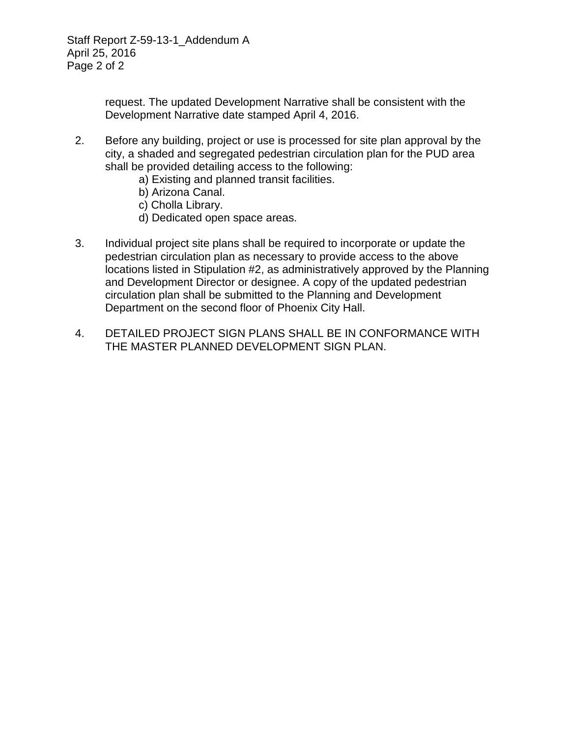request. The updated Development Narrative shall be consistent with the Development Narrative date stamped April 4, 2016.

2. Before any building, project or use is processed for site plan approval by the city, a shaded and segregated pedestrian circulation plan for the PUD area shall be provided detailing access to the following:
   a) Existing and planned transit facilities.
   b) Arizona Canal.
   c) Cholla Library.
   d) Dedicated open space areas.

3. Individual project site plans shall be required to incorporate or update the pedestrian circulation plan as necessary to provide access to the above locations listed in Stipulation #2, as administratively approved by the Planning and Development Director or designee. A copy of the updated pedestrian circulation plan shall be submitted to the Planning and Development Department on the second floor of Phoenix City Hall.

4. DETAILED PROJECT SIGN PLANS SHALL BE IN CONFORMANCE WITH THE MASTER PLANNED DEVELOPMENT SIGN PLAN.